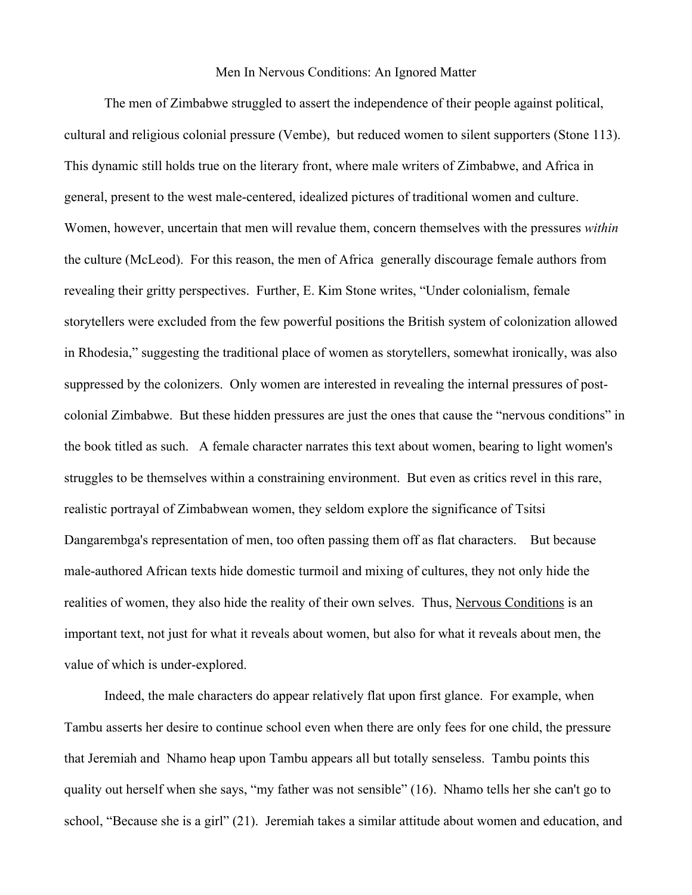# Men In Nervous Conditions: An Ignored Matter

The men of Zimbabwe struggled to assert the independence of their people against political, cultural and religious colonial pressure (Vembe), but reduced women to silent supporters (Stone 113). This dynamic still holds true on the literary front, where male writers of Zimbabwe, and Africa in general, present to the west male-centered, idealized pictures of traditional women and culture. Women, however, uncertain that men will revalue them, concern themselves with the pressures *within* the culture (McLeod). For this reason, the men of Africa generally discourage female authors from revealing their gritty perspectives. Further, E. Kim Stone writes, "Under colonialism, female storytellers were excluded from the few powerful positions the British system of colonization allowed in Rhodesia," suggesting the traditional place of women as storytellers, somewhat ironically, was also suppressed by the colonizers. Only women are interested in revealing the internal pressures of post-colonial Zimbabwe. But these hidden pressures are just the ones that cause the "nervous conditions" in the book titled as such. A female character narrates this text about women, bearing to light women's struggles to be themselves within a constraining environment. But even as critics revel in this rare, realistic portrayal of Zimbabwean women, they seldom explore the significance of Tsitsi Dangarembga's representation of men, too often passing them off as flat characters. But because male-authored African texts hide domestic turmoil and mixing of cultures, they not only hide the realities of women, they also hide the reality of their own selves. Thus, <u>Nervous Conditions</u> is an important text, not just for what it reveals about women, but also for what it reveals about men, the value of which is under-explored.

Indeed, the male characters do appear relatively flat upon first glance. For example, when Tambu asserts her desire to continue school even when there are only fees for one child, the pressure that Jeremiah and Nhamo heap upon Tambu appears all but totally senseless. Tambu points this quality out herself when she says, "my father was not sensible" (16). Nhamo tells her she can't go to school, "Because she is a girl" (21). Jeremiah takes a similar attitude about women and education, and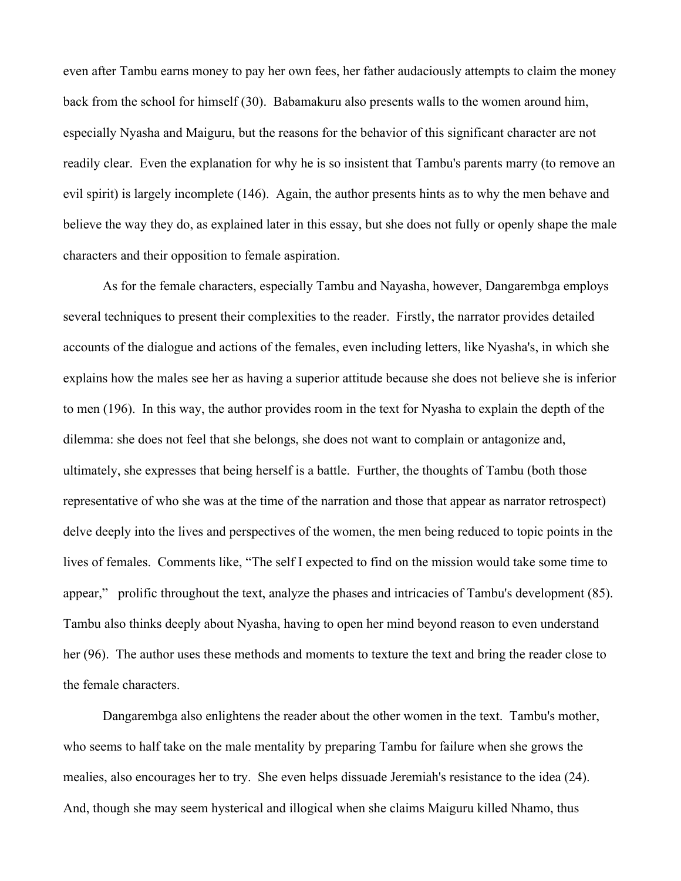even after Tambu earns money to pay her own fees, her father audaciously attempts to claim the money back from the school for himself (30). Babamakuru also presents walls to the women around him, especially Nyasha and Maiguru, but the reasons for the behavior of this significant character are not readily clear. Even the explanation for why he is so insistent that Tambu's parents marry (to remove an evil spirit) is largely incomplete (146). Again, the author presents hints as to why the men behave and believe the way they do, as explained later in this essay, but she does not fully or openly shape the male characters and their opposition to female aspiration.

As for the female characters, especially Tambu and Nayasha, however, Dangarembga employs several techniques to present their complexities to the reader. Firstly, the narrator provides detailed accounts of the dialogue and actions of the females, even including letters, like Nyasha's, in which she explains how the males see her as having a superior attitude because she does not believe she is inferior to men (196). In this way, the author provides room in the text for Nyasha to explain the depth of the dilemma: she does not feel that she belongs, she does not want to complain or antagonize and, ultimately, she expresses that being herself is a battle. Further, the thoughts of Tambu (both those representative of who she was at the time of the narration and those that appear as narrator retrospect) delve deeply into the lives and perspectives of the women, the men being reduced to topic points in the lives of females. Comments like, "The self I expected to find on the mission would take some time to appear," prolific throughout the text, analyze the phases and intricacies of Tambu's development (85). Tambu also thinks deeply about Nyasha, having to open her mind beyond reason to even understand her (96). The author uses these methods and moments to texture the text and bring the reader close to the female characters.

Dangarembga also enlightens the reader about the other women in the text. Tambu's mother, who seems to half take on the male mentality by preparing Tambu for failure when she grows the mealies, also encourages her to try. She even helps dissuade Jeremiah's resistance to the idea (24). And, though she may seem hysterical and illogical when she claims Maiguru killed Nhamo, thus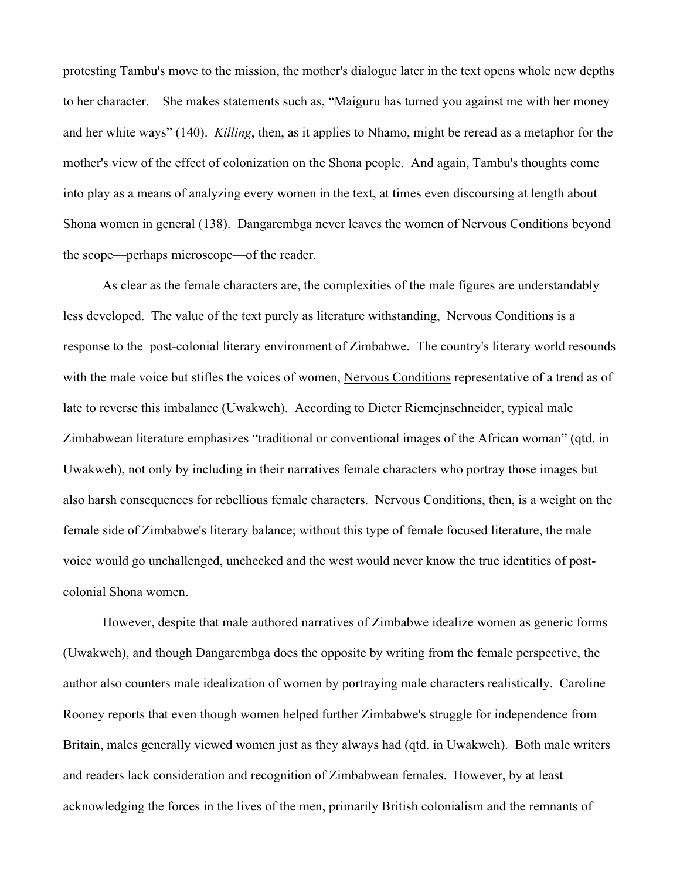protesting Tambu's move to the mission, the mother's dialogue later in the text opens whole new depths to her character. She makes statements such as, "Maiguru has turned you against me with her money and her white ways" (140). *Killing*, then, as it applies to Nhamo, might be reread as a metaphor for the mother's view of the effect of colonization on the Shona people. And again, Tambu's thoughts come into play as a means of analyzing every women in the text, at times even discoursing at length about Shona women in general (138). Dangarembga never leaves the women of Nervous Conditions beyond the scope—perhaps microscope—of the reader.

As clear as the female characters are, the complexities of the male figures are understandably less developed. The value of the text purely as literature withstanding, Nervous Conditions is a response to the post-colonial literary environment of Zimbabwe. The country's literary world resounds with the male voice but stifles the voices of women, Nervous Conditions representative of a trend as of late to reverse this imbalance (Uwakweh). According to Dieter Riemejnschneider, typical male Zimbabwean literature emphasizes "traditional or conventional images of the African woman" (qtd. in Uwakweh), not only by including in their narratives female characters who portray those images but also harsh consequences for rebellious female characters. Nervous Conditions, then, is a weight on the female side of Zimbabwe's literary balance; without this type of female focused literature, the male voice would go unchallenged, unchecked and the west would never know the true identities of post-colonial Shona women.

However, despite that male authored narratives of Zimbabwe idealize women as generic forms (Uwakweh), and though Dangarembga does the opposite by writing from the female perspective, the author also counters male idealization of women by portraying male characters realistically. Caroline Rooney reports that even though women helped further Zimbabwe's struggle for independence from Britain, males generally viewed women just as they always had (qtd. in Uwakweh). Both male writers and readers lack consideration and recognition of Zimbabwean females. However, by at least acknowledging the forces in the lives of the men, primarily British colonialism and the remnants of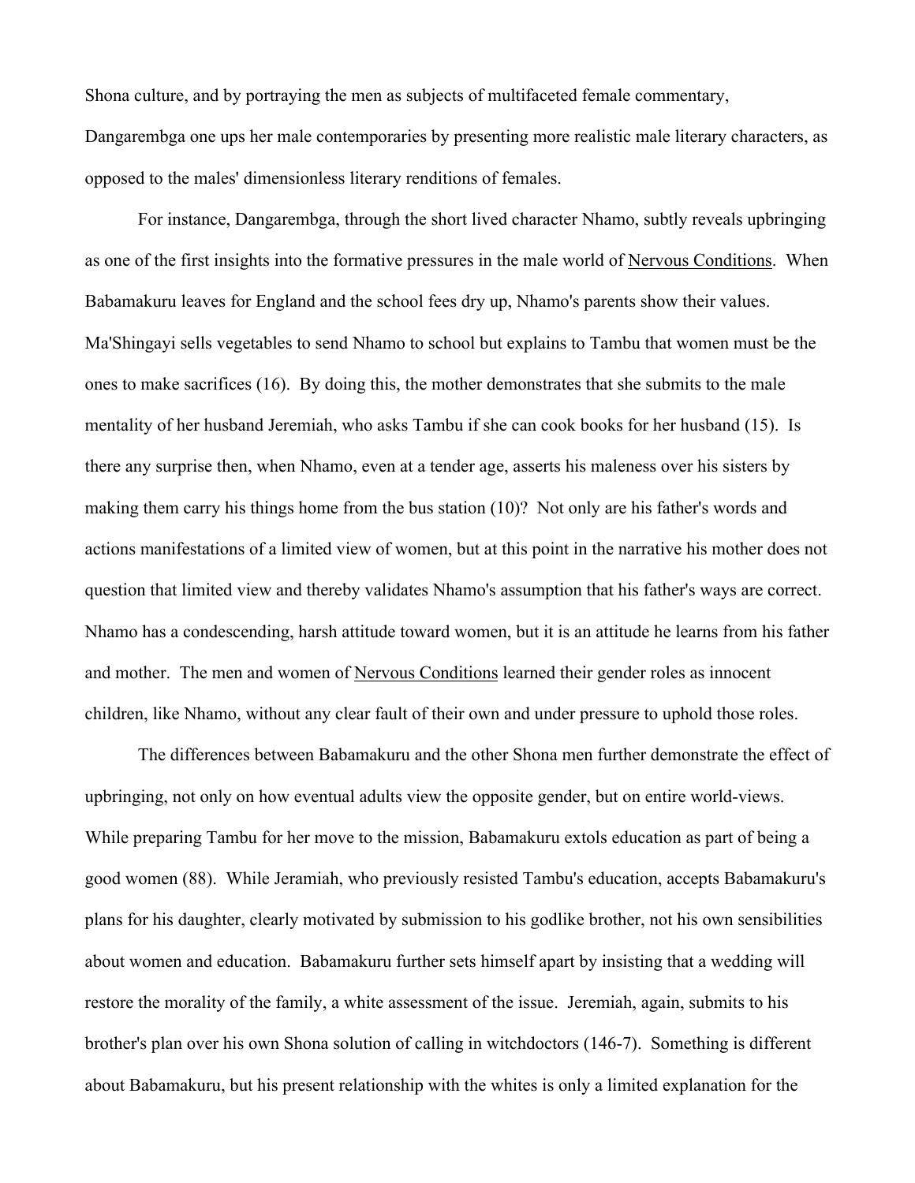Shona culture, and by portraying the men as subjects of multifaceted female commentary, Dangarembga one ups her male contemporaries by presenting more realistic male literary characters, as opposed to the males' dimensionless literary renditions of females.

For instance, Dangarembga, through the short lived character Nhamo, subtly reveals upbringing as one of the first insights into the formative pressures in the male world of Nervous Conditions. When Babamakuru leaves for England and the school fees dry up, Nhamo's parents show their values. Ma'Shingayi sells vegetables to send Nhamo to school but explains to Tambu that women must be the ones to make sacrifices (16). By doing this, the mother demonstrates that she submits to the male mentality of her husband Jeremiah, who asks Tambu if she can cook books for her husband (15). Is there any surprise then, when Nhamo, even at a tender age, asserts his maleness over his sisters by making them carry his things home from the bus station (10)? Not only are his father's words and actions manifestations of a limited view of women, but at this point in the narrative his mother does not question that limited view and thereby validates Nhamo's assumption that his father's ways are correct. Nhamo has a condescending, harsh attitude toward women, but it is an attitude he learns from his father and mother. The men and women of Nervous Conditions learned their gender roles as innocent children, like Nhamo, without any clear fault of their own and under pressure to uphold those roles.

The differences between Babamakuru and the other Shona men further demonstrate the effect of upbringing, not only on how eventual adults view the opposite gender, but on entire world-views. While preparing Tambu for her move to the mission, Babamakuru extols education as part of being a good women (88). While Jeramiah, who previously resisted Tambu's education, accepts Babamakuru's plans for his daughter, clearly motivated by submission to his godlike brother, not his own sensibilities about women and education. Babamakuru further sets himself apart by insisting that a wedding will restore the morality of the family, a white assessment of the issue. Jeremiah, again, submits to his brother's plan over his own Shona solution of calling in witchdoctors (146-7). Something is different about Babamakuru, but his present relationship with the whites is only a limited explanation for the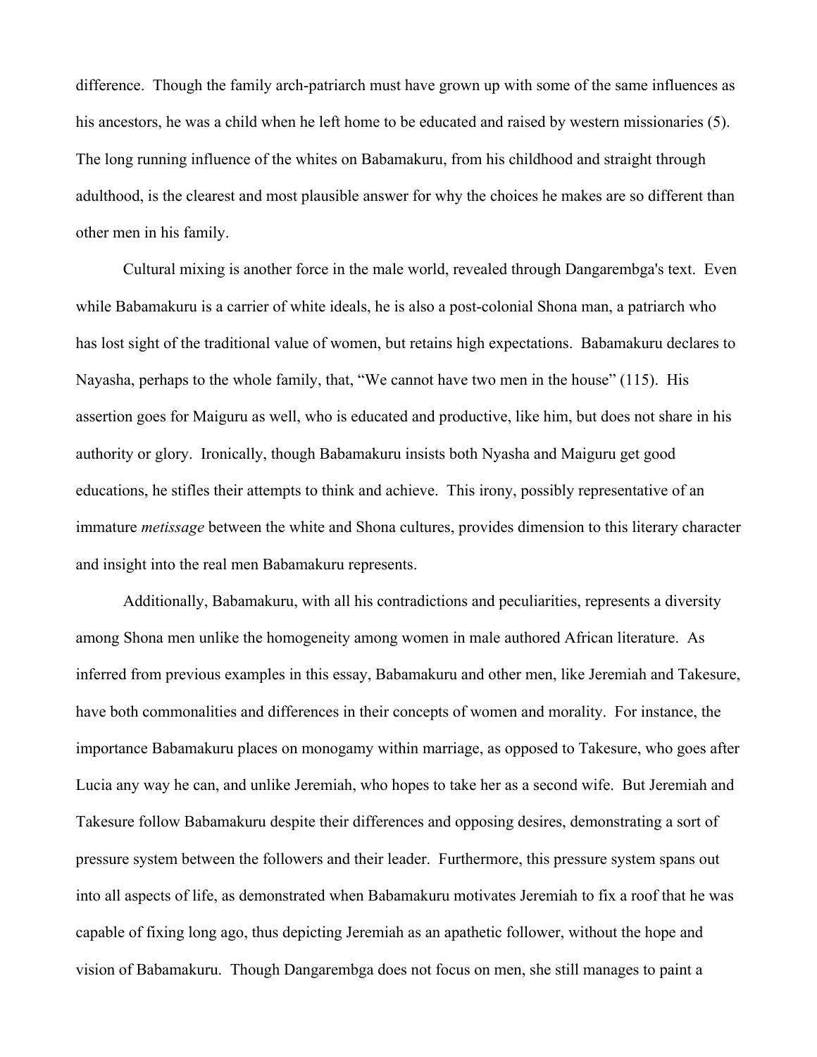difference. Though the family arch-patriarch must have grown up with some of the same influences as his ancestors, he was a child when he left home to be educated and raised by western missionaries (5). The long running influence of the whites on Babamakuru, from his childhood and straight through adulthood, is the clearest and most plausible answer for why the choices he makes are so different than other men in his family.

Cultural mixing is another force in the male world, revealed through Dangarembga's text. Even while Babamakuru is a carrier of white ideals, he is also a post-colonial Shona man, a patriarch who has lost sight of the traditional value of women, but retains high expectations. Babamakuru declares to Nayasha, perhaps to the whole family, that, "We cannot have two men in the house" (115). His assertion goes for Maiguru as well, who is educated and productive, like him, but does not share in his authority or glory. Ironically, though Babamakuru insists both Nyasha and Maiguru get good educations, he stifles their attempts to think and achieve. This irony, possibly representative of an immature *metissage* between the white and Shona cultures, provides dimension to this literary character and insight into the real men Babamakuru represents.

Additionally, Babamakuru, with all his contradictions and peculiarities, represents a diversity among Shona men unlike the homogeneity among women in male authored African literature. As inferred from previous examples in this essay, Babamakuru and other men, like Jeremiah and Takesure, have both commonalities and differences in their concepts of women and morality. For instance, the importance Babamakuru places on monogamy within marriage, as opposed to Takesure, who goes after Lucia any way he can, and unlike Jeremiah, who hopes to take her as a second wife. But Jeremiah and Takesure follow Babamakuru despite their differences and opposing desires, demonstrating a sort of pressure system between the followers and their leader. Furthermore, this pressure system spans out into all aspects of life, as demonstrated when Babamakuru motivates Jeremiah to fix a roof that he was capable of fixing long ago, thus depicting Jeremiah as an apathetic follower, without the hope and vision of Babamakuru. Though Dangarembga does not focus on men, she still manages to paint a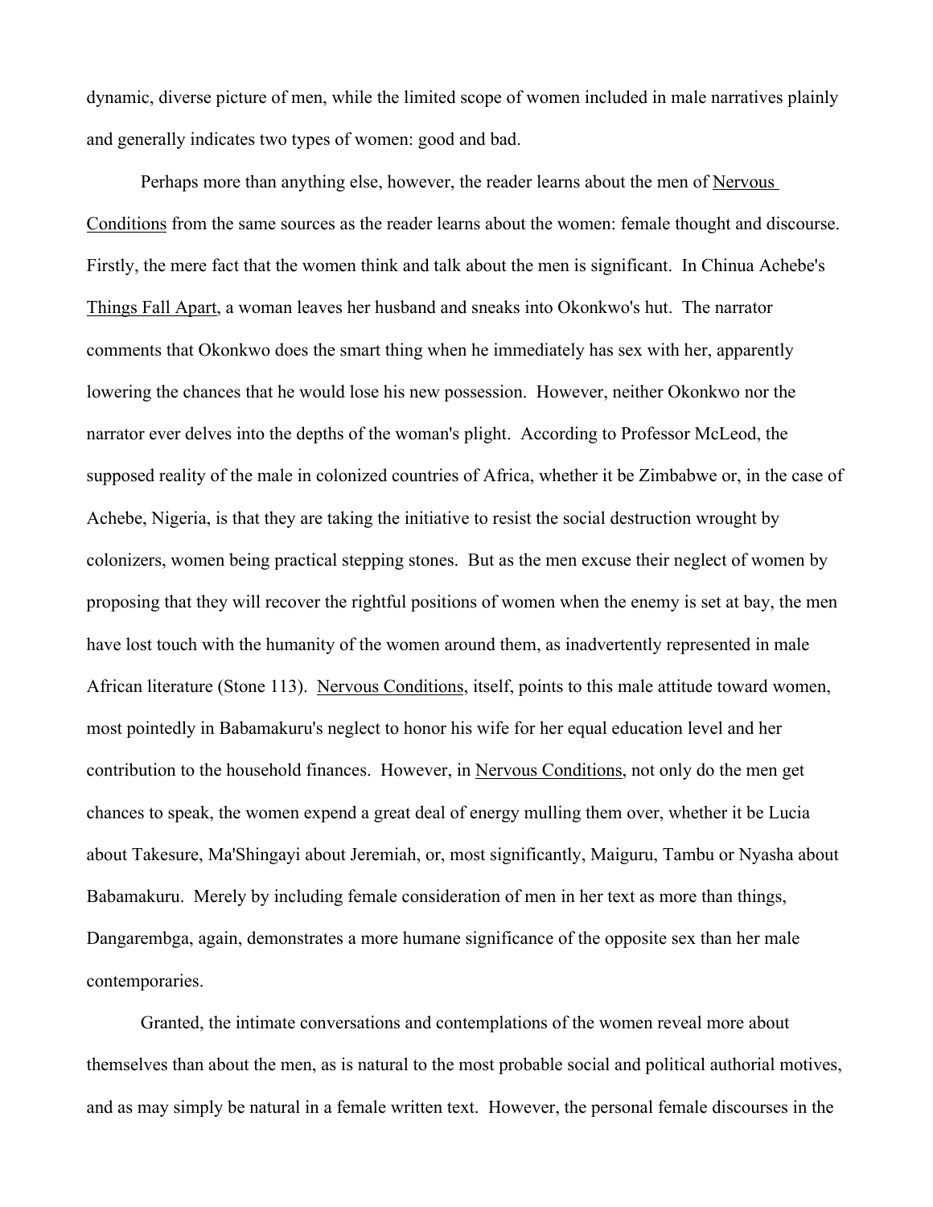dynamic, diverse picture of men, while the limited scope of women included in male narratives plainly and generally indicates two types of women: good and bad.

Perhaps more than anything else, however, the reader learns about the men of Nervous Conditions from the same sources as the reader learns about the women: female thought and discourse. Firstly, the mere fact that the women think and talk about the men is significant. In Chinua Achebe's Things Fall Apart, a woman leaves her husband and sneaks into Okonkwo's hut. The narrator comments that Okonkwo does the smart thing when he immediately has sex with her, apparently lowering the chances that he would lose his new possession. However, neither Okonkwo nor the narrator ever delves into the depths of the woman's plight. According to Professor McLeod, the supposed reality of the male in colonized countries of Africa, whether it be Zimbabwe or, in the case of Achebe, Nigeria, is that they are taking the initiative to resist the social destruction wrought by colonizers, women being practical stepping stones. But as the men excuse their neglect of women by proposing that they will recover the rightful positions of women when the enemy is set at bay, the men have lost touch with the humanity of the women around them, as inadvertently represented in male African literature (Stone 113). Nervous Conditions, itself, points to this male attitude toward women, most pointedly in Babamakuru's neglect to honor his wife for her equal education level and her contribution to the household finances. However, in Nervous Conditions, not only do the men get chances to speak, the women expend a great deal of energy mulling them over, whether it be Lucia about Takesure, Ma'Shingayi about Jeremiah, or, most significantly, Maiguru, Tambu or Nyasha about Babamakuru. Merely by including female consideration of men in her text as more than things, Dangarembga, again, demonstrates a more humane significance of the opposite sex than her male contemporaries.

Granted, the intimate conversations and contemplations of the women reveal more about themselves than about the men, as is natural to the most probable social and political authorial motives, and as may simply be natural in a female written text. However, the personal female discourses in the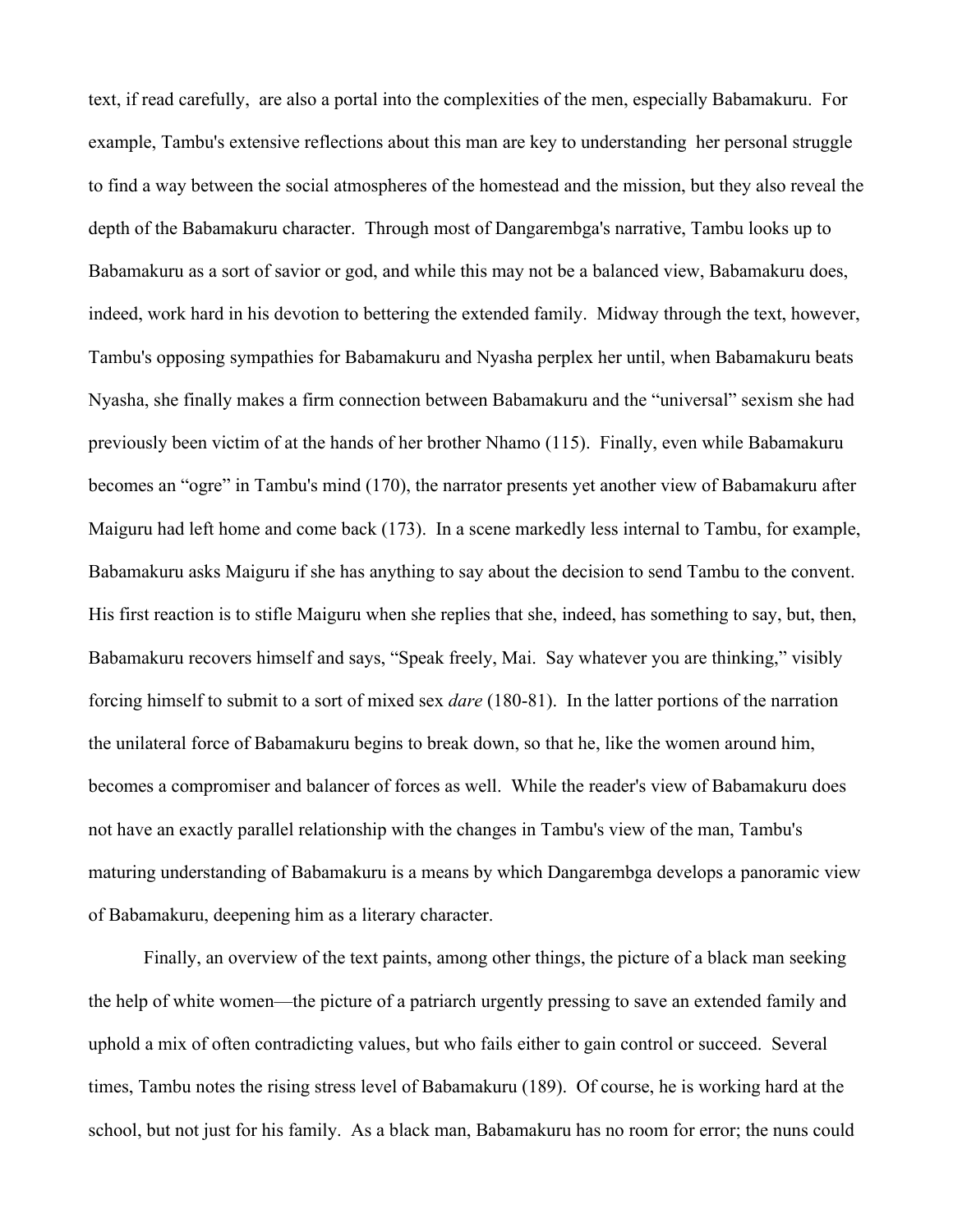text, if read carefully, are also a portal into the complexities of the men, especially Babamakuru. For example, Tambu's extensive reflections about this man are key to understanding her personal struggle to find a way between the social atmospheres of the homestead and the mission, but they also reveal the depth of the Babamakuru character. Through most of Dangarembga's narrative, Tambu looks up to Babamakuru as a sort of savior or god, and while this may not be a balanced view, Babamakuru does, indeed, work hard in his devotion to bettering the extended family. Midway through the text, however, Tambu's opposing sympathies for Babamakuru and Nyasha perplex her until, when Babamakuru beats Nyasha, she finally makes a firm connection between Babamakuru and the "universal" sexism she had previously been victim of at the hands of her brother Nhamo (115). Finally, even while Babamakuru becomes an "ogre" in Tambu's mind (170), the narrator presents yet another view of Babamakuru after Maiguru had left home and come back (173). In a scene markedly less internal to Tambu, for example, Babamakuru asks Maiguru if she has anything to say about the decision to send Tambu to the convent. His first reaction is to stifle Maiguru when she replies that she, indeed, has something to say, but, then, Babamakuru recovers himself and says, "Speak freely, Mai. Say whatever you are thinking," visibly forcing himself to submit to a sort of mixed sex *dare* (180-81). In the latter portions of the narration the unilateral force of Babamakuru begins to break down, so that he, like the women around him, becomes a compromiser and balancer of forces as well. While the reader's view of Babamakuru does not have an exactly parallel relationship with the changes in Tambu's view of the man, Tambu's maturing understanding of Babamakuru is a means by which Dangarembga develops a panoramic view of Babamakuru, deepening him as a literary character.

Finally, an overview of the text paints, among other things, the picture of a black man seeking the help of white women—the picture of a patriarch urgently pressing to save an extended family and uphold a mix of often contradicting values, but who fails either to gain control or succeed. Several times, Tambu notes the rising stress level of Babamakuru (189). Of course, he is working hard at the school, but not just for his family. As a black man, Babamakuru has no room for error; the nuns could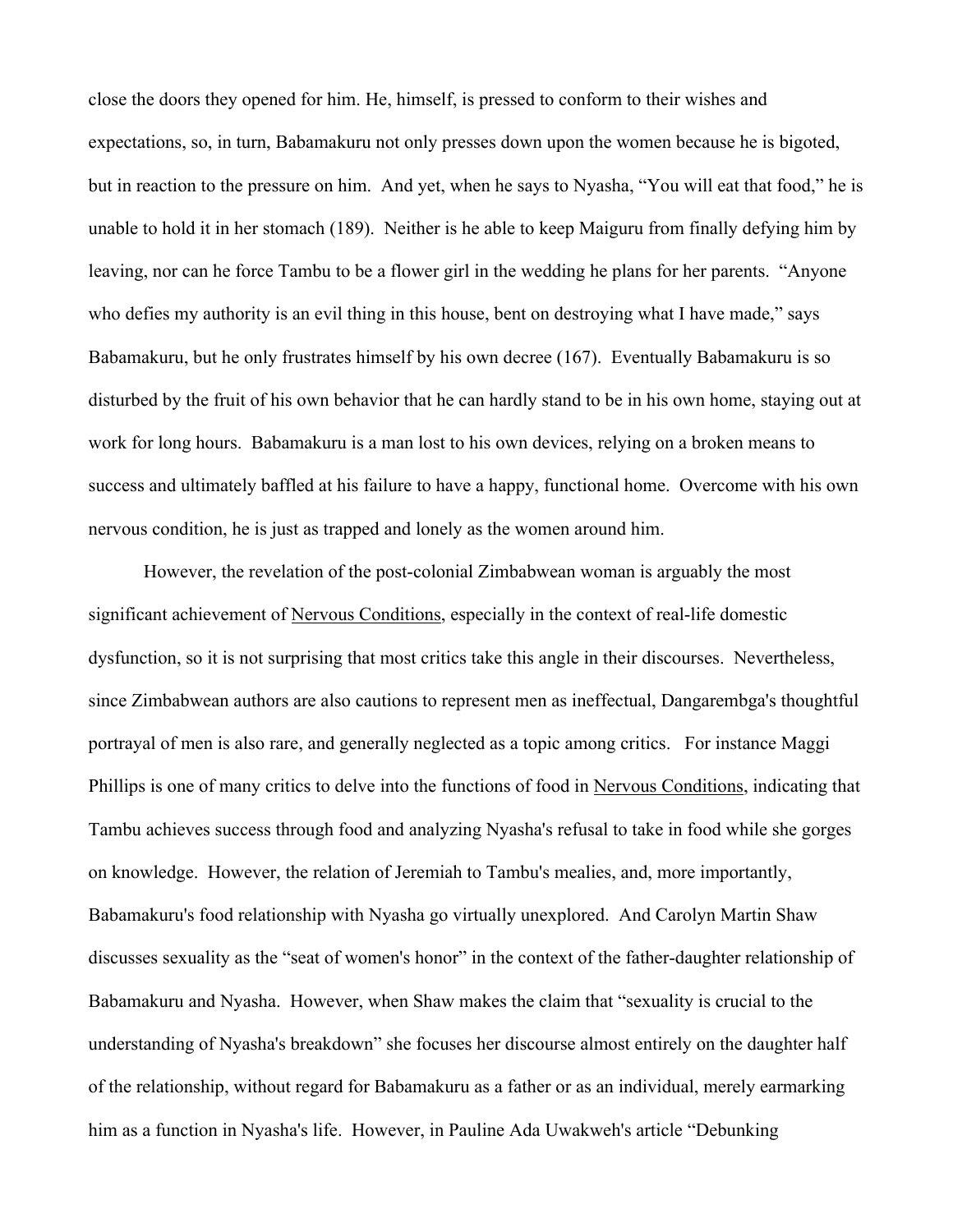close the doors they opened for him. He, himself, is pressed to conform to their wishes and expectations, so, in turn, Babamakuru not only presses down upon the women because he is bigoted, but in reaction to the pressure on him. And yet, when he says to Nyasha, "You will eat that food," he is unable to hold it in her stomach (189). Neither is he able to keep Maiguru from finally defying him by leaving, nor can he force Tambu to be a flower girl in the wedding he plans for her parents. "Anyone who defies my authority is an evil thing in this house, bent on destroying what I have made," says Babamakuru, but he only frustrates himself by his own decree (167). Eventually Babamakuru is so disturbed by the fruit of his own behavior that he can hardly stand to be in his own home, staying out at work for long hours. Babamakuru is a man lost to his own devices, relying on a broken means to success and ultimately baffled at his failure to have a happy, functional home. Overcome with his own nervous condition, he is just as trapped and lonely as the women around him.

However, the revelation of the post-colonial Zimbabwean woman is arguably the most significant achievement of Nervous Conditions, especially in the context of real-life domestic dysfunction, so it is not surprising that most critics take this angle in their discourses. Nevertheless, since Zimbabwean authors are also cautions to represent men as ineffectual, Dangarembga's thoughtful portrayal of men is also rare, and generally neglected as a topic among critics. For instance Maggi Phillips is one of many critics to delve into the functions of food in Nervous Conditions, indicating that Tambu achieves success through food and analyzing Nyasha's refusal to take in food while she gorges on knowledge. However, the relation of Jeremiah to Tambu's mealies, and, more importantly, Babamakuru's food relationship with Nyasha go virtually unexplored. And Carolyn Martin Shaw discusses sexuality as the "seat of women's honor" in the context of the father-daughter relationship of Babamakuru and Nyasha. However, when Shaw makes the claim that "sexuality is crucial to the understanding of Nyasha's breakdown" she focuses her discourse almost entirely on the daughter half of the relationship, without regard for Babamakuru as a father or as an individual, merely earmarking him as a function in Nyasha's life. However, in Pauline Ada Uwakweh's article "Debunking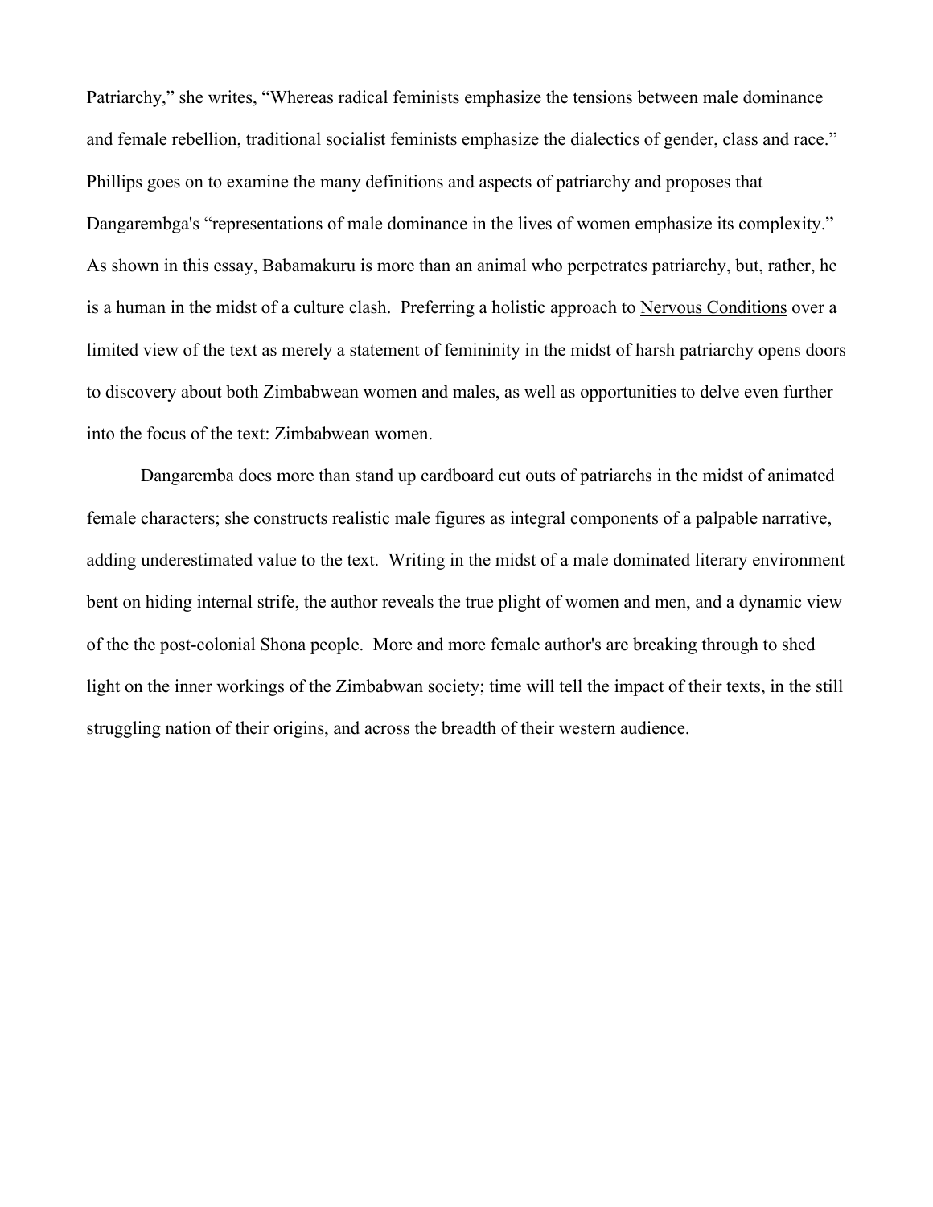Patriarchy," she writes, "Whereas radical feminists emphasize the tensions between male dominance and female rebellion, traditional socialist feminists emphasize the dialectics of gender, class and race." Phillips goes on to examine the many definitions and aspects of patriarchy and proposes that Dangarembga's "representations of male dominance in the lives of women emphasize its complexity." As shown in this essay, Babamakuru is more than an animal who perpetrates patriarchy, but, rather, he is a human in the midst of a culture clash. Preferring a holistic approach to <u>Nervous Conditions</u> over a limited view of the text as merely a statement of femininity in the midst of harsh patriarchy opens doors to discovery about both Zimbabwean women and males, as well as opportunities to delve even further into the focus of the text: Zimbabwean women.

Dangaremba does more than stand up cardboard cut outs of patriarchs in the midst of animated female characters; she constructs realistic male figures as integral components of a palpable narrative, adding underestimated value to the text. Writing in the midst of a male dominated literary environment bent on hiding internal strife, the author reveals the true plight of women and men, and a dynamic view of the the post-colonial Shona people. More and more female author's are breaking through to shed light on the inner workings of the Zimbabwan society; time will tell the impact of their texts, in the still struggling nation of their origins, and across the breadth of their western audience.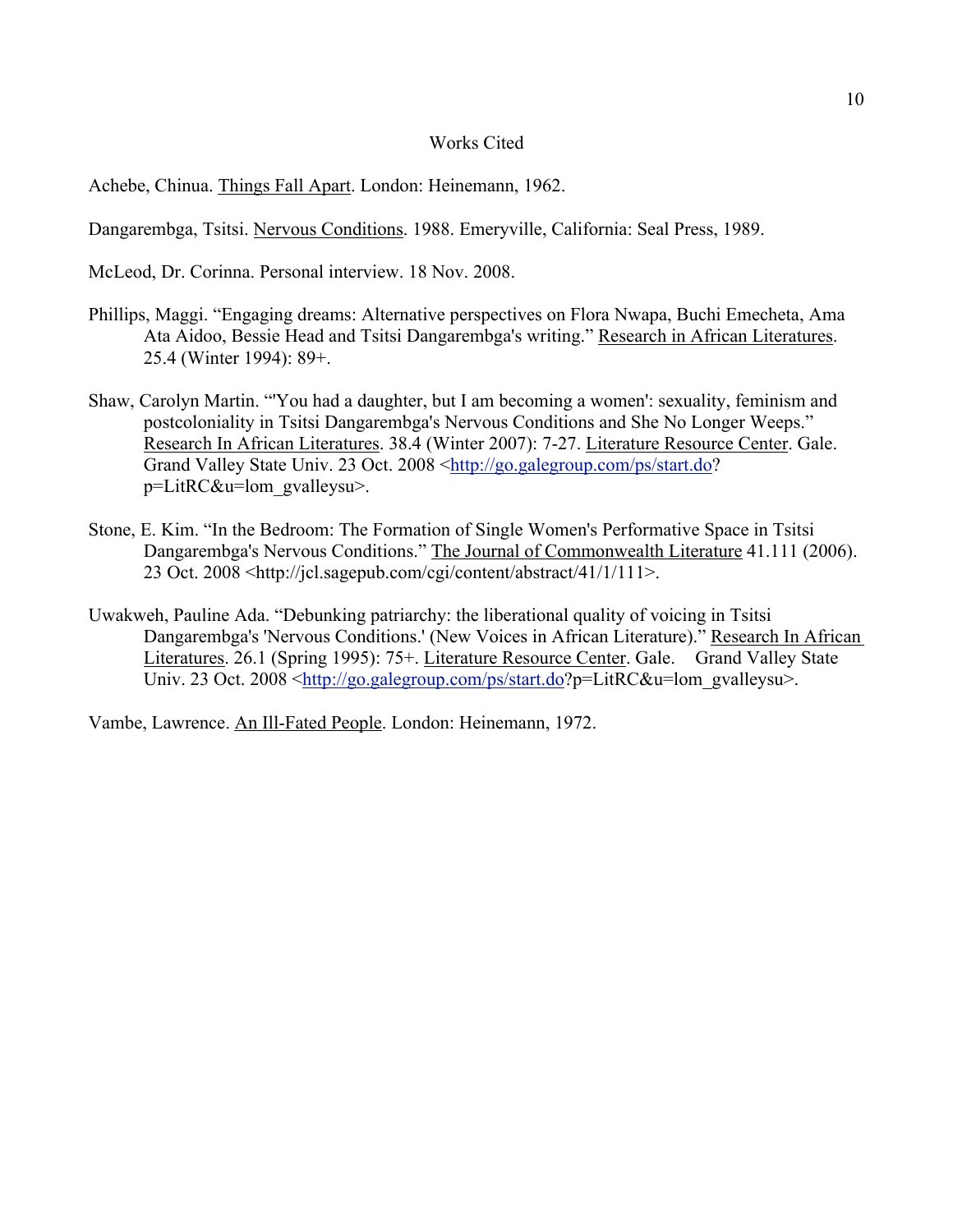# Works Cited

Achebe, Chinua. Things Fall Apart. London: Heinemann, 1962.

Dangarembga, Tsitsi. Nervous Conditions. 1988. Emeryville, California: Seal Press, 1989.

McLeod, Dr. Corinna. Personal interview. 18 Nov. 2008.

Phillips, Maggi. "Engaging dreams: Alternative perspectives on Flora Nwapa, Buchi Emecheta, Ama Ata Aidoo, Bessie Head and Tsitsi Dangarembga's writing." Research in African Literatures. 25.4 (Winter 1994): 89+.

Shaw, Carolyn Martin. "'You had a daughter, but I am becoming a women': sexuality, feminism and postcoloniality in Tsitsi Dangarembga's Nervous Conditions and She No Longer Weeps." Research In African Literatures. 38.4 (Winter 2007): 7-27. Literature Resource Center. Gale. Grand Valley State Univ. 23 Oct. 2008 <http://go.galegroup.com/ps/start.do?p=LitRC&u=lom_gvalleysu>.

Stone, E. Kim. "In the Bedroom: The Formation of Single Women's Performative Space in Tsitsi Dangarembga's Nervous Conditions." The Journal of Commonwealth Literature 41.111 (2006). 23 Oct. 2008 <http://jcl.sagepub.com/cgi/content/abstract/41/1/111>.

Uwakweh, Pauline Ada. "Debunking patriarchy: the liberational quality of voicing in Tsitsi Dangarembga's 'Nervous Conditions.' (New Voices in African Literature)." Research In African Literatures. 26.1 (Spring 1995): 75+. Literature Resource Center. Gale. Grand Valley State Univ. 23 Oct. 2008 <http://go.galegroup.com/ps/start.do?p=LitRC&u=lom_gvalleysu>.

Vambe, Lawrence. An Ill-Fated People. London: Heinemann, 1972.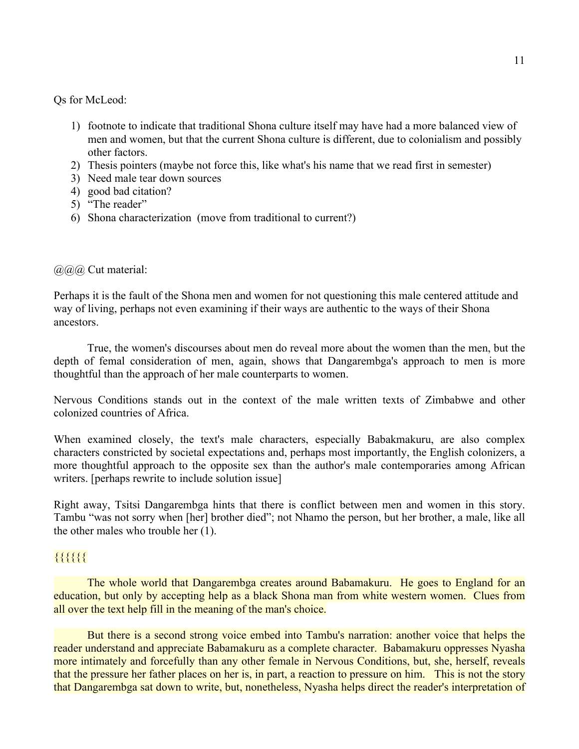Qs for McLeod:

1) footnote to indicate that traditional Shona culture itself may have had a more balanced view of men and women, but that the current Shona culture is different, due to colonialism and possibly other factors.
2) Thesis pointers (maybe not force this, like what's his name that we read first in semester)
3) Need male tear down sources
4) good bad citation?
5) “The reader”
6) Shona characterization (move from traditional to current?)

@@@ Cut material:

Perhaps it is the fault of the Shona men and women for not questioning this male centered attitude and way of living, perhaps not even examining if their ways are authentic to the ways of their Shona ancestors.

True, the women's discourses about men do reveal more about the women than the men, but the depth of femal consideration of men, again, shows that Dangarembga's approach to men is more thoughtful than the approach of her male counterparts to women.

Nervous Conditions stands out in the context of the male written texts of Zimbabwe and other colonized countries of Africa.

When examined closely, the text's male characters, especially Babakmakuru, are also complex characters constricted by societal expectations and, perhaps most importantly, the English colonizers, a more thoughtful approach to the opposite sex than the author's male contemporaries among African writers. [perhaps rewrite to include solution issue]

Right away, Tsitsi Dangarembga hints that there is conflict between men and women in this story. Tambu “was not sorry when [her] brother died”; not Nhamo the person, but her brother, a male, like all the other males who trouble her (1).

{{{{{{

The whole world that Dangarembga creates around Babamakuru. He goes to England for an education, but only by accepting help as a black Shona man from white western women. Clues from all over the text help fill in the meaning of the man's choice.

But there is a second strong voice embed into Tambu's narration: another voice that helps the reader understand and appreciate Babamakuru as a complete character. Babamakuru oppresses Nyasha more intimately and forcefully than any other female in Nervous Conditions, but, she, herself, reveals that the pressure her father places on her is, in part, a reaction to pressure on him. This is not the story that Dangarembga sat down to write, but, nonetheless, Nyasha helps direct the reader's interpretation of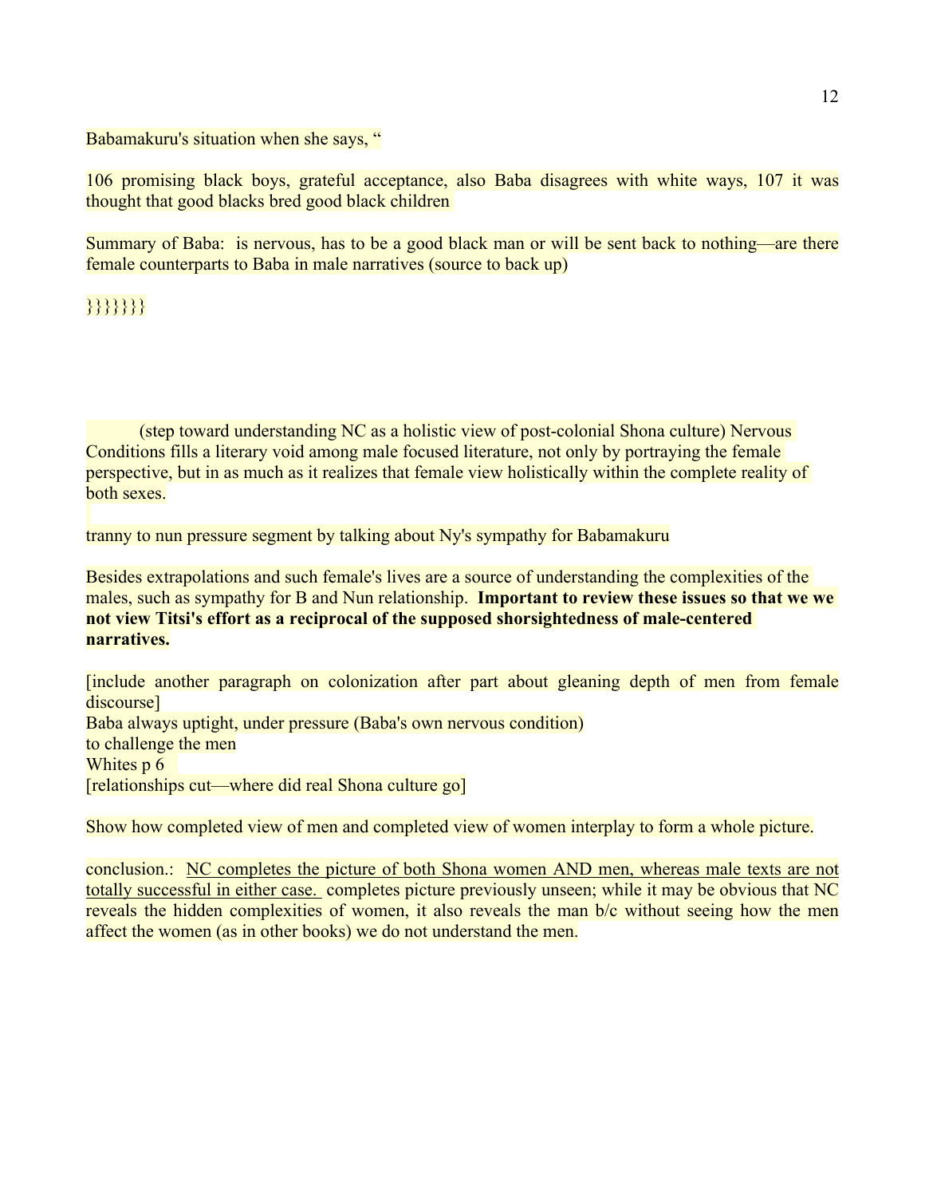Babamakuru's situation when she says, "

106 promising black boys, grateful acceptance, also Baba disagrees with white ways, 107 it was thought that good blacks bred good black children

Summary of Baba:  is nervous, has to be a good black man or will be sent back to nothing—are there female counterparts to Baba in male narratives (source to back up)

}}}}}}}

(step toward understanding NC as a holistic view of post-colonial Shona culture) Nervous Conditions fills a literary void among male focused literature, not only by portraying the female perspective, but in as much as it realizes that female view holistically within the complete reality of both sexes.

tranny to nun pressure segment by talking about Ny's sympathy for Babamakuru

Besides extrapolations and such female's lives are a source of understanding the complexities of the males, such as sympathy for B and Nun relationship. **Important to review these issues so that we we not view Titsi's effort as a reciprocal of the supposed shorsightedness of male-centered narratives.**

[include another paragraph on colonization after part about gleaning depth of men from female discourse]
Baba always uptight, under pressure (Baba's own nervous condition)
to challenge the men
Whites p 6
[relationships cut—where did real Shona culture go]

Show how completed view of men and completed view of women interplay to form a whole picture.

conclusion.: <u>NC completes the picture of both Shona women AND men, whereas male texts are not totally successful in either case.</u> completes picture previously unseen; while it may be obvious that NC reveals the hidden complexities of women, it also reveals the man b/c without seeing how the men affect the women (as in other books) we do not understand the men.